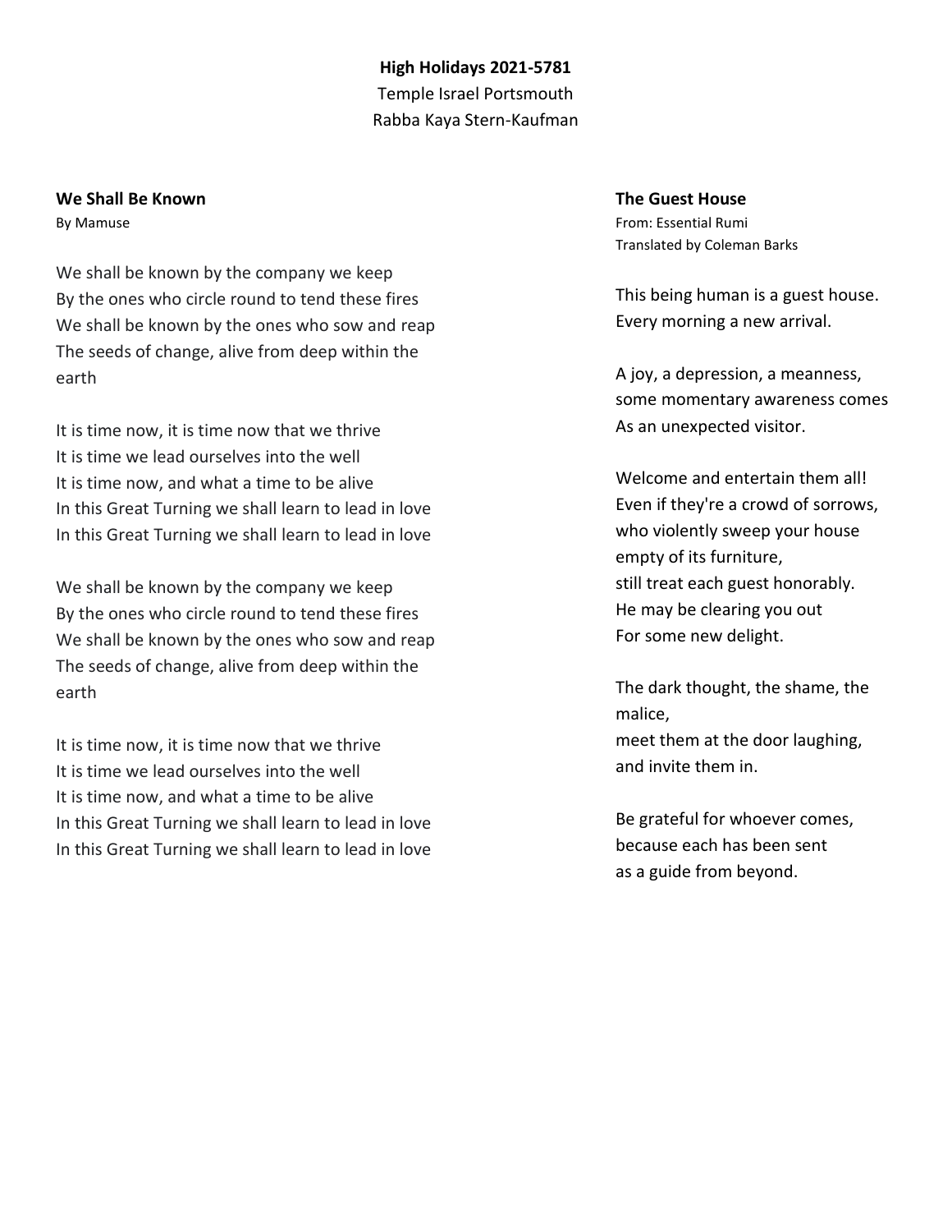**High Holidays 2021-5781**

Temple Israel Portsmouth

Rabba Kaya Stern-Kaufman

**We Shall Be Known**

By Mamuse

We shall be known by the company we keep
By the ones who circle round to tend these fires
We shall be known by the ones who sow and reap
The seeds of change, alive from deep within the earth

It is time now, it is time now that we thrive
It is time we lead ourselves into the well
It is time now, and what a time to be alive
In this Great Turning we shall learn to lead in love
In this Great Turning we shall learn to lead in love

We shall be known by the company we keep
By the ones who circle round to tend these fires
We shall be known by the ones who sow and reap
The seeds of change, alive from deep within the earth

It is time now, it is time now that we thrive
It is time we lead ourselves into the well
It is time now, and what a time to be alive
In this Great Turning we shall learn to lead in love
In this Great Turning we shall learn to lead in love

**The Guest House**

From: Essential Rumi
Translated by Coleman Barks

This being human is a guest house.
Every morning a new arrival.

A joy, a depression, a meanness,
some momentary awareness comes
As an unexpected visitor.

Welcome and entertain them all!
Even if they're a crowd of sorrows,
who violently sweep your house
empty of its furniture,
still treat each guest honorably.
He may be clearing you out
For some new delight.

The dark thought, the shame, the malice,
meet them at the door laughing,
and invite them in.

Be grateful for whoever comes,
because each has been sent
as a guide from beyond.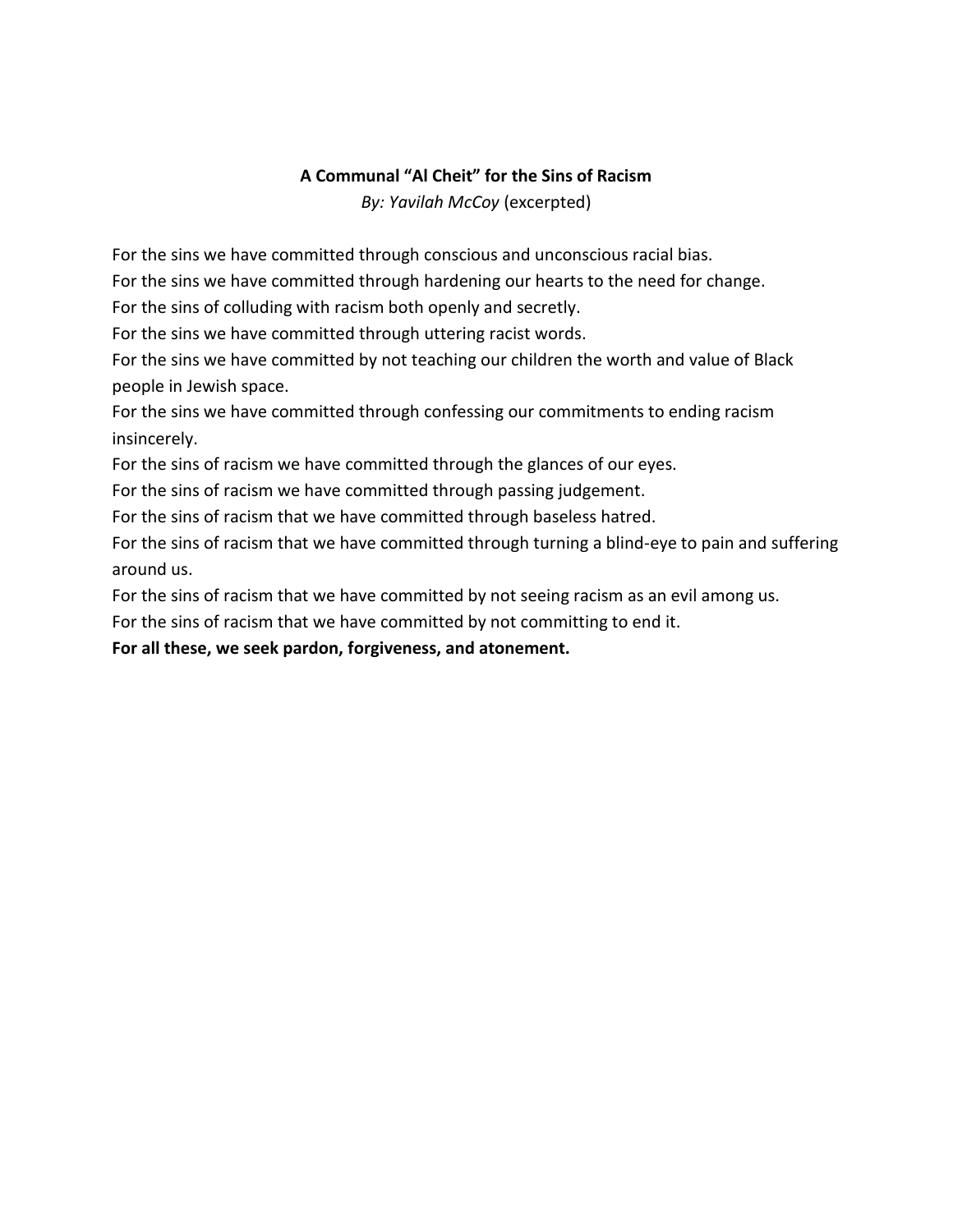**A Communal "Al Cheit" for the Sins of Racism**

*By: Yavilah McCoy* (excerpted)

For the sins we have committed through conscious and unconscious racial bias.
For the sins we have committed through hardening our hearts to the need for change.
For the sins of colluding with racism both openly and secretly.
For the sins we have committed through uttering racist words.
For the sins we have committed by not teaching our children the worth and value of Black people in Jewish space.
For the sins we have committed through confessing our commitments to ending racism insincerely.
For the sins of racism we have committed through the glances of our eyes.
For the sins of racism we have committed through passing judgement.
For the sins of racism that we have committed through baseless hatred.
For the sins of racism that we have committed through turning a blind-eye to pain and suffering around us.
For the sins of racism that we have committed by not seeing racism as an evil among us.
For the sins of racism that we have committed by not committing to end it.
**For all these, we seek pardon, forgiveness, and atonement.**